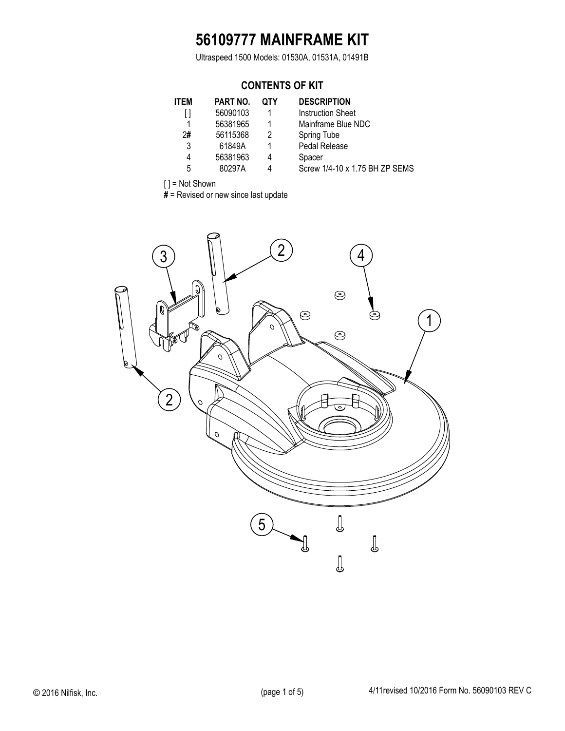# 56109777 MAINFRAME KIT

Ultraspeed 1500 Models: 01530A, 01531A, 01491B

## CONTENTS OF KIT

| ITEM | PART NO. | QTY | DESCRIPTION |
|---|---|---|---|
| [ ] | 56090103 | 1 | Instruction Sheet |
| 1 | 56381965 | 1 | Mainframe Blue NDC |
| 2# | 56115368 | 2 | Spring Tube |
| 3 | 61849A | 1 | Pedal Release |
| 4 | 56381963 | 4 | Spacer |
| 5 | 80297A | 4 | Screw 1/4-10 x 1.75 BH ZP SEMS |

[ ] = Not Shown

**#** = Revised or new since last update

© 2016 Nilfisk, Inc.

4/11revised 10/2016 Form No. 56090103 REV C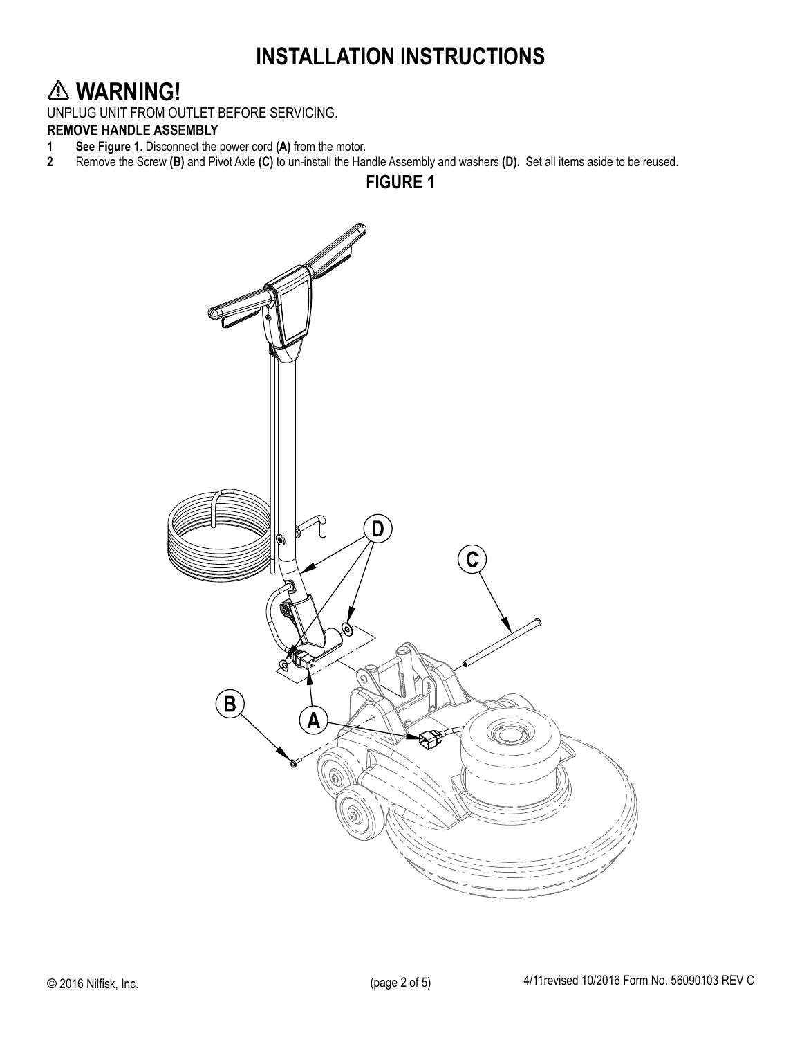# INSTALLATION INSTRUCTIONS

## ⚠ WARNING!

UNPLUG UNIT FROM OUTLET BEFORE SERVICING.

**REMOVE HANDLE ASSEMBLY**

1. **See Figure 1**. Disconnect the power cord **(A)** from the motor.
2. Remove the Screw **(B)** and Pivot Axle **(C)** to un-install the Handle Assembly and washers **(D).** Set all items aside to be reused.

**FIGURE 1**

A B C D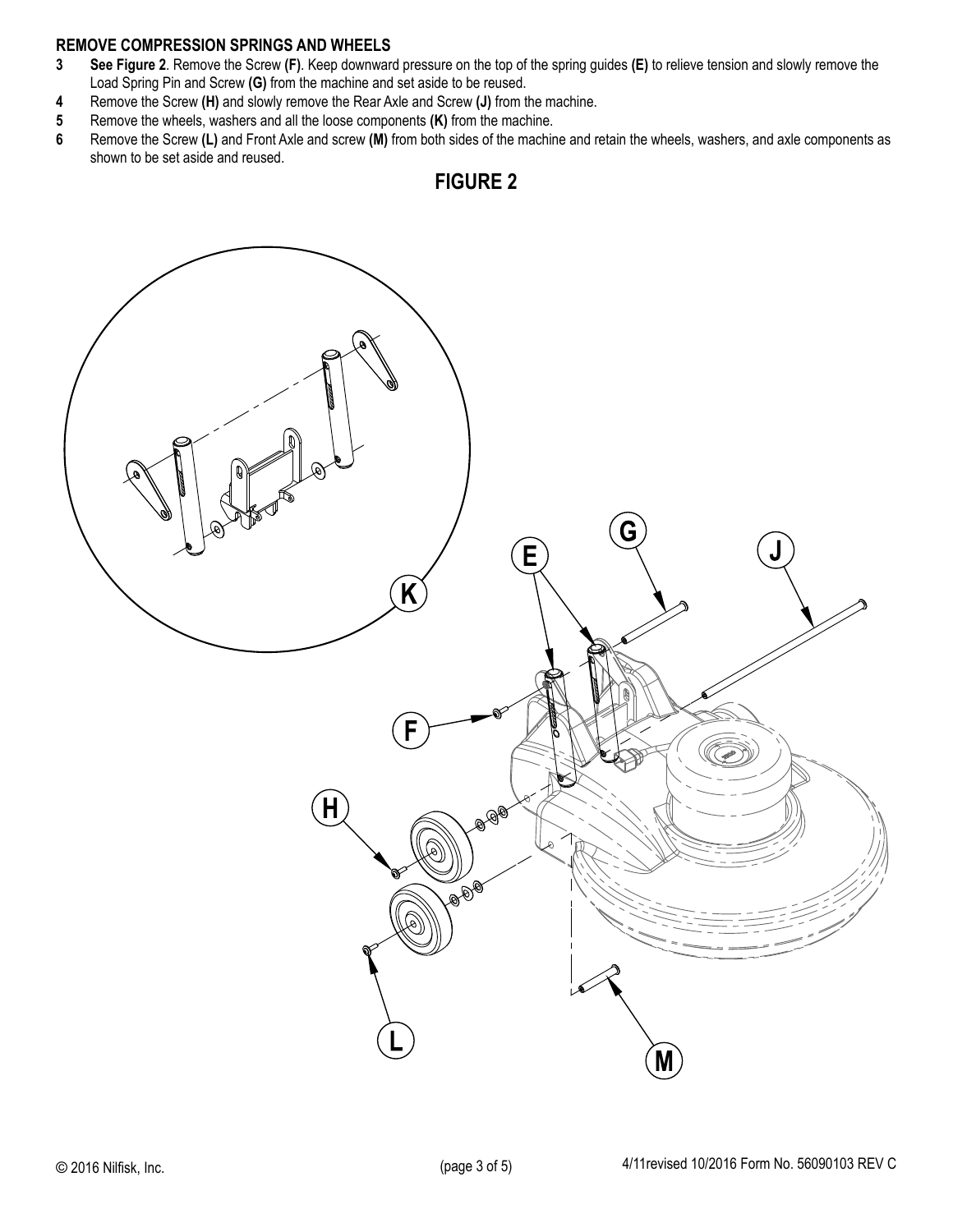### REMOVE COMPRESSION SPRINGS AND WHEELS

3. **See Figure 2**. Remove the Screw **(F)**. Keep downward pressure on the top of the spring guides **(E)** to relieve tension and slowly remove the Load Spring Pin and Screw **(G)** from the machine and set aside to be reused.
4. Remove the Screw **(H)** and slowly remove the Rear Axle and Screw **(J)** from the machine.
5. Remove the wheels, washers and all the loose components **(K)** from the machine.
6. Remove the Screw **(L)** and Front Axle and screw **(M)** from both sides of the machine and retain the wheels, washers, and axle components as shown to be set aside and reused.

**FIGURE 2**

K

G

E

J

F

H

L

M

© 2016 Nilfisk, Inc.

4/11revised 10/2016 Form No. 56090103 REV C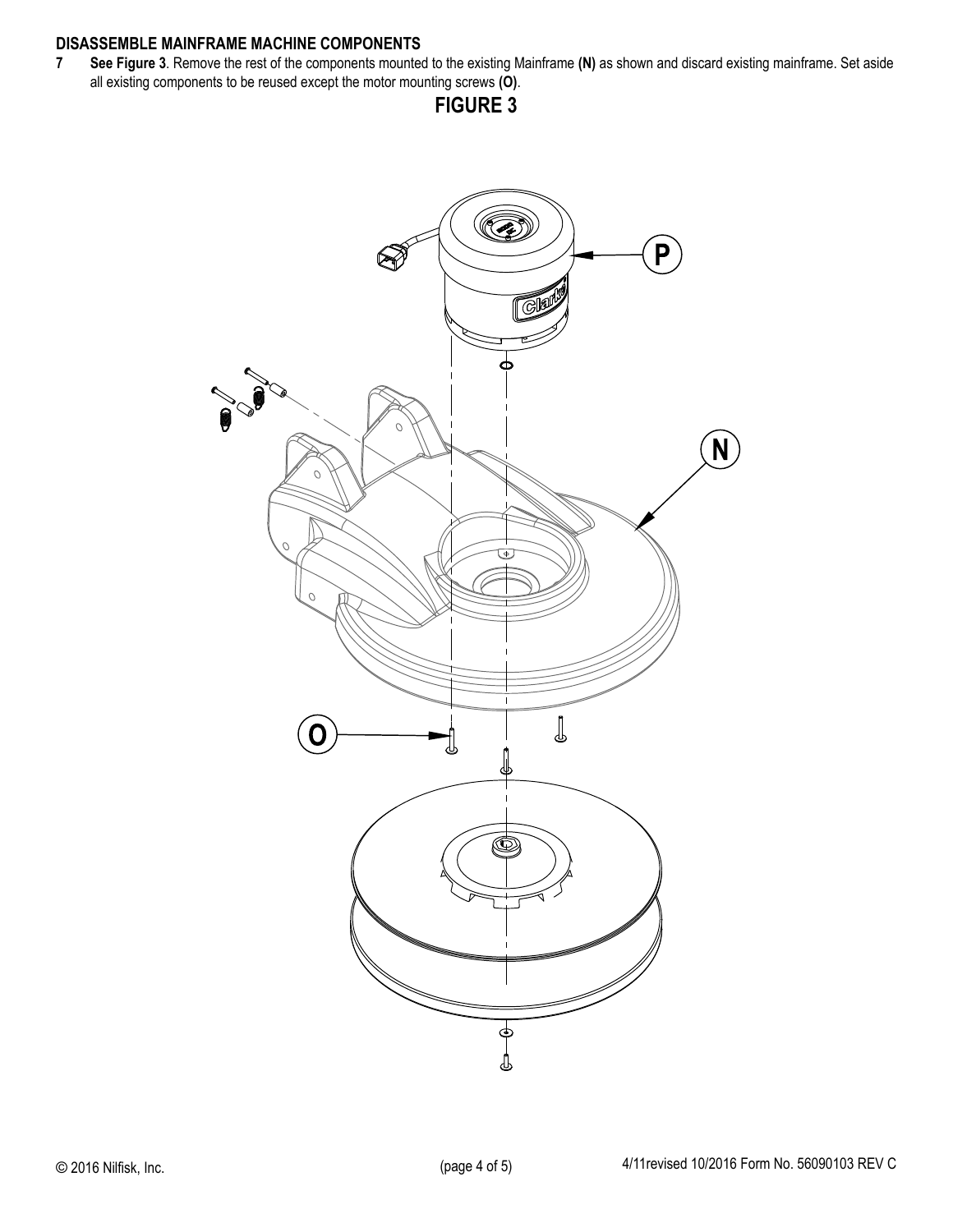## DISASSEMBLE MAINFRAME MACHINE COMPONENTS

**7** **See Figure 3**. Remove the rest of the components mounted to the existing Mainframe **(N)** as shown and discard existing mainframe. Set aside all existing components to be reused except the motor mounting screws **(O)**.

**FIGURE 3**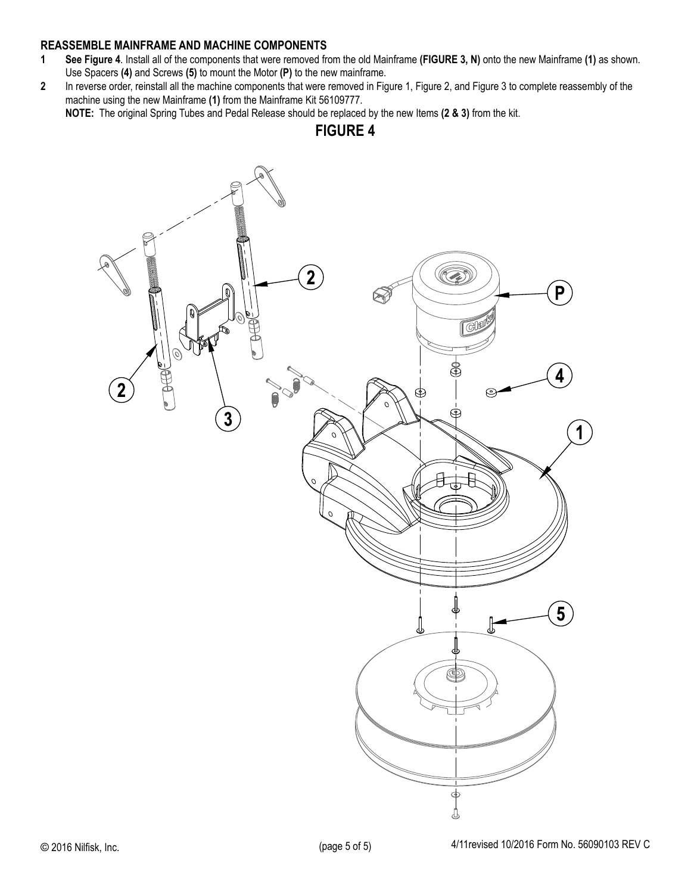## REASSEMBLE MAINFRAME AND MACHINE COMPONENTS

**1** **See Figure 4**. Install all of the components that were removed from the old Mainframe **(FIGURE 3, N)** onto the new Mainframe **(1)** as shown. Use Spacers **(4)** and Screws **(5)** to mount the Motor **(P)** to the new mainframe.

**2** In reverse order, reinstall all the machine components that were removed in Figure 1, Figure 2, and Figure 3 to complete reassembly of the machine using the new Mainframe **(1)** from the Mainframe Kit 56109777.
**NOTE:** The original Spring Tubes and Pedal Release should be replaced by the new Items **(2 & 3)** from the kit.

**FIGURE 4**

2
P
4
2
3
1
5

© 2016 Nilfisk, Inc.

4/11revised 10/2016 Form No. 56090103 REV C